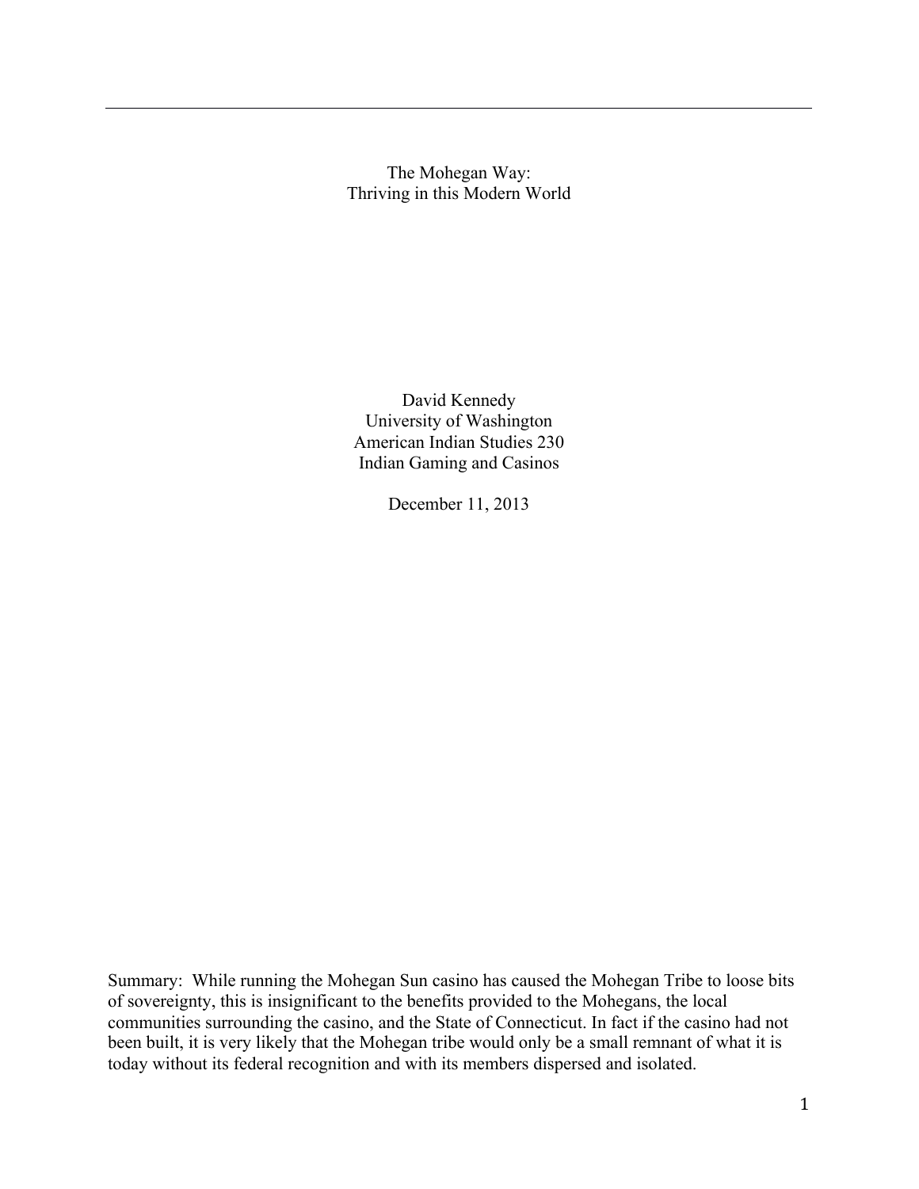# The Mohegan Way:
## Thriving in this Modern World

David Kennedy
University of Washington
American Indian Studies 230
Indian Gaming and Casinos

December 11, 2013

Summary: While running the Mohegan Sun casino has caused the Mohegan Tribe to loose bits of sovereignty, this is insignificant to the benefits provided to the Mohegans, the local communities surrounding the casino, and the State of Connecticut. In fact if the casino had not been built, it is very likely that the Mohegan tribe would only be a small remnant of what it is today without its federal recognition and with its members dispersed and isolated.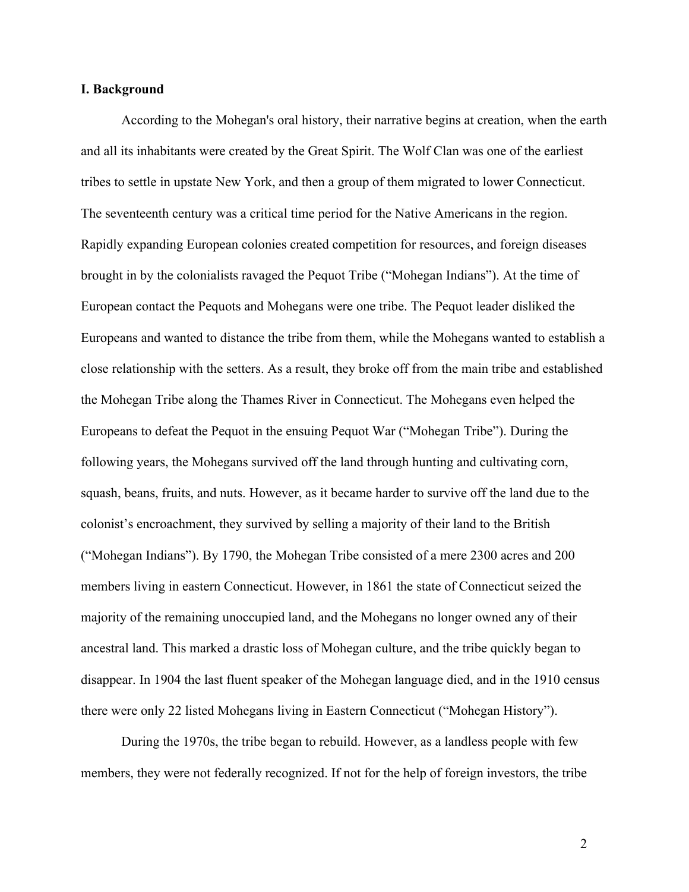**I. Background**

According to the Mohegan's oral history, their narrative begins at creation, when the earth and all its inhabitants were created by the Great Spirit. The Wolf Clan was one of the earliest tribes to settle in upstate New York, and then a group of them migrated to lower Connecticut. The seventeenth century was a critical time period for the Native Americans in the region. Rapidly expanding European colonies created competition for resources, and foreign diseases brought in by the colonialists ravaged the Pequot Tribe ("Mohegan Indians"). At the time of European contact the Pequots and Mohegans were one tribe. The Pequot leader disliked the Europeans and wanted to distance the tribe from them, while the Mohegans wanted to establish a close relationship with the setters. As a result, they broke off from the main tribe and established the Mohegan Tribe along the Thames River in Connecticut. The Mohegans even helped the Europeans to defeat the Pequot in the ensuing Pequot War ("Mohegan Tribe"). During the following years, the Mohegans survived off the land through hunting and cultivating corn, squash, beans, fruits, and nuts. However, as it became harder to survive off the land due to the colonist's encroachment, they survived by selling a majority of their land to the British ("Mohegan Indians"). By 1790, the Mohegan Tribe consisted of a mere 2300 acres and 200 members living in eastern Connecticut. However, in 1861 the state of Connecticut seized the majority of the remaining unoccupied land, and the Mohegans no longer owned any of their ancestral land. This marked a drastic loss of Mohegan culture, and the tribe quickly began to disappear. In 1904 the last fluent speaker of the Mohegan language died, and in the 1910 census there were only 22 listed Mohegans living in Eastern Connecticut ("Mohegan History").

During the 1970s, the tribe began to rebuild. However, as a landless people with few members, they were not federally recognized. If not for the help of foreign investors, the tribe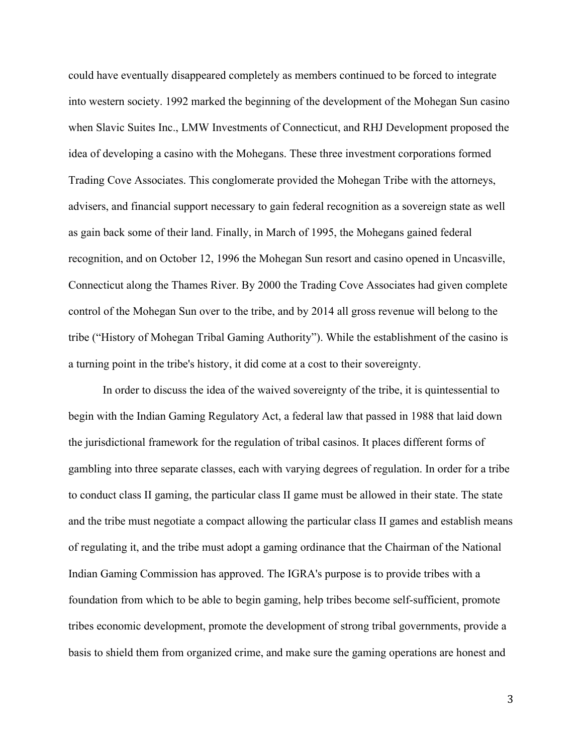could have eventually disappeared completely as members continued to be forced to integrate into western society. 1992 marked the beginning of the development of the Mohegan Sun casino when Slavic Suites Inc., LMW Investments of Connecticut, and RHJ Development proposed the idea of developing a casino with the Mohegans. These three investment corporations formed Trading Cove Associates. This conglomerate provided the Mohegan Tribe with the attorneys, advisers, and financial support necessary to gain federal recognition as a sovereign state as well as gain back some of their land. Finally, in March of 1995, the Mohegans gained federal recognition, and on October 12, 1996 the Mohegan Sun resort and casino opened in Uncasville, Connecticut along the Thames River. By 2000 the Trading Cove Associates had given complete control of the Mohegan Sun over to the tribe, and by 2014 all gross revenue will belong to the tribe ("History of Mohegan Tribal Gaming Authority"). While the establishment of the casino is a turning point in the tribe's history, it did come at a cost to their sovereignty.

In order to discuss the idea of the waived sovereignty of the tribe, it is quintessential to begin with the Indian Gaming Regulatory Act, a federal law that passed in 1988 that laid down the jurisdictional framework for the regulation of tribal casinos. It places different forms of gambling into three separate classes, each with varying degrees of regulation. In order for a tribe to conduct class II gaming, the particular class II game must be allowed in their state. The state and the tribe must negotiate a compact allowing the particular class II games and establish means of regulating it, and the tribe must adopt a gaming ordinance that the Chairman of the National Indian Gaming Commission has approved. The IGRA's purpose is to provide tribes with a foundation from which to be able to begin gaming, help tribes become self-sufficient, promote tribes economic development, promote the development of strong tribal governments, provide a basis to shield them from organized crime, and make sure the gaming operations are honest and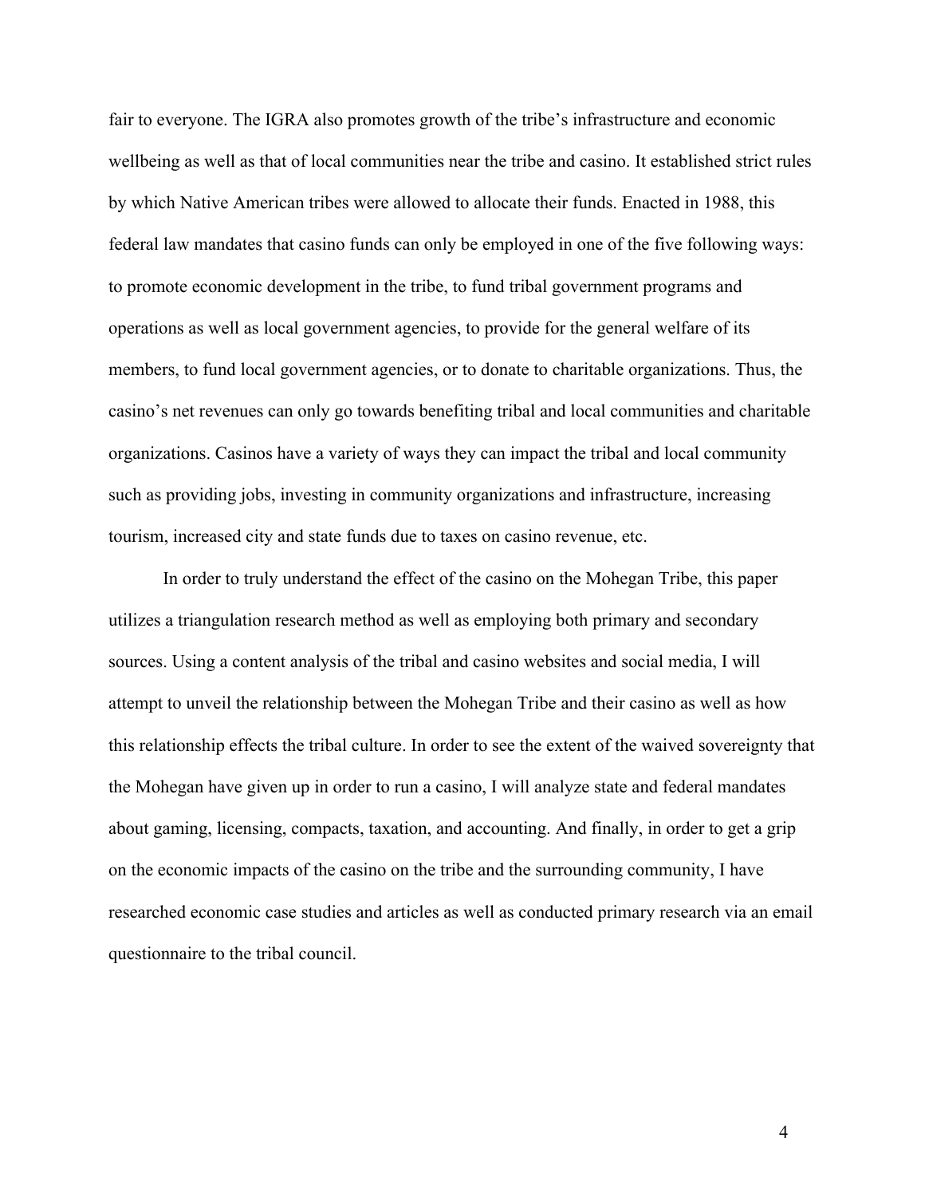fair to everyone. The IGRA also promotes growth of the tribe's infrastructure and economic wellbeing as well as that of local communities near the tribe and casino. It established strict rules by which Native American tribes were allowed to allocate their funds. Enacted in 1988, this federal law mandates that casino funds can only be employed in one of the five following ways: to promote economic development in the tribe, to fund tribal government programs and operations as well as local government agencies, to provide for the general welfare of its members, to fund local government agencies, or to donate to charitable organizations. Thus, the casino's net revenues can only go towards benefiting tribal and local communities and charitable organizations. Casinos have a variety of ways they can impact the tribal and local community such as providing jobs, investing in community organizations and infrastructure, increasing tourism, increased city and state funds due to taxes on casino revenue, etc.

In order to truly understand the effect of the casino on the Mohegan Tribe, this paper utilizes a triangulation research method as well as employing both primary and secondary sources. Using a content analysis of the tribal and casino websites and social media, I will attempt to unveil the relationship between the Mohegan Tribe and their casino as well as how this relationship effects the tribal culture. In order to see the extent of the waived sovereignty that the Mohegan have given up in order to run a casino, I will analyze state and federal mandates about gaming, licensing, compacts, taxation, and accounting. And finally, in order to get a grip on the economic impacts of the casino on the tribe and the surrounding community, I have researched economic case studies and articles as well as conducted primary research via an email questionnaire to the tribal council.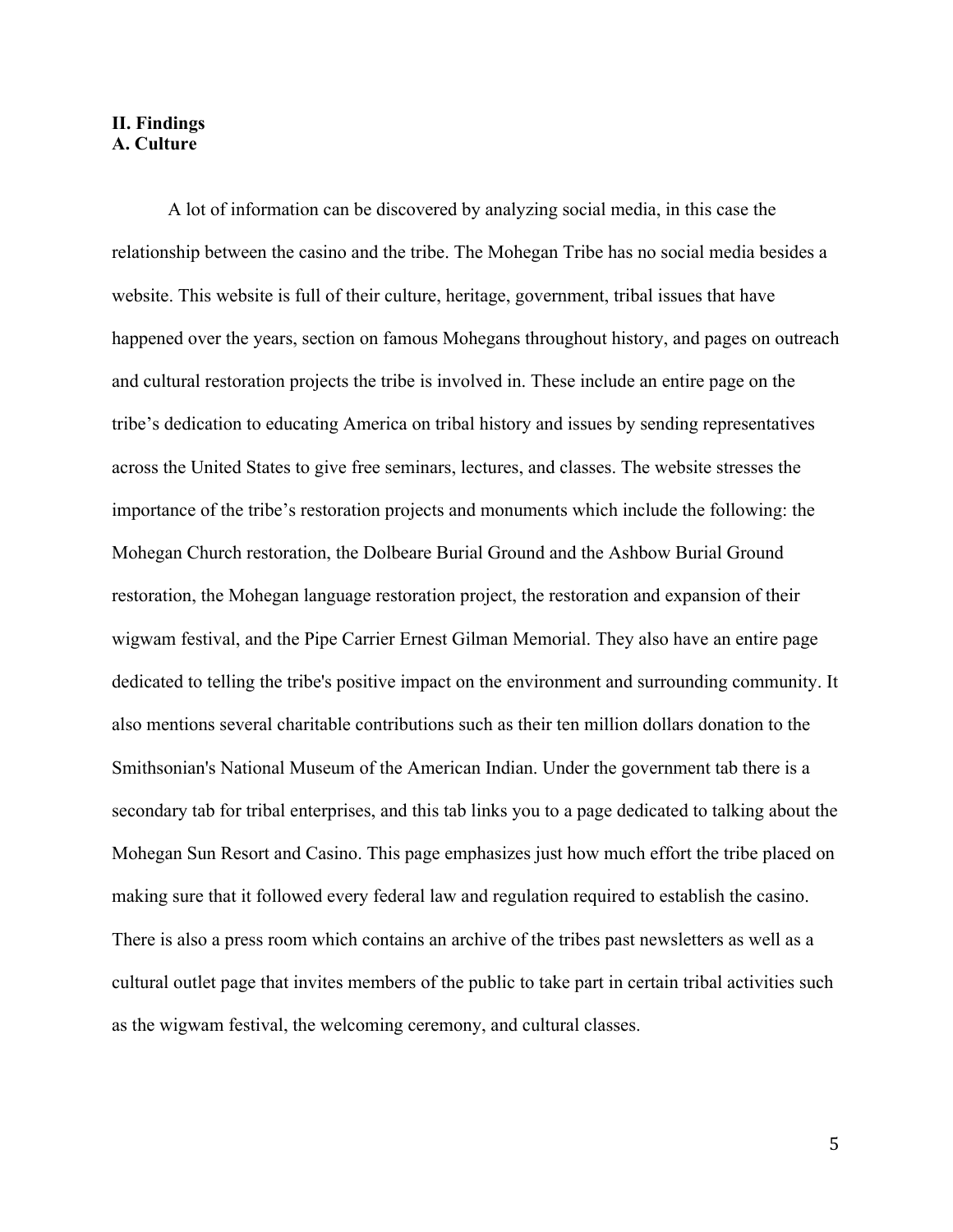## II. Findings

### A. Culture

A lot of information can be discovered by analyzing social media, in this case the relationship between the casino and the tribe. The Mohegan Tribe has no social media besides a website. This website is full of their culture, heritage, government, tribal issues that have happened over the years, section on famous Mohegans throughout history, and pages on outreach and cultural restoration projects the tribe is involved in. These include an entire page on the tribe's dedication to educating America on tribal history and issues by sending representatives across the United States to give free seminars, lectures, and classes. The website stresses the importance of the tribe's restoration projects and monuments which include the following: the Mohegan Church restoration, the Dolbeare Burial Ground and the Ashbow Burial Ground restoration, the Mohegan language restoration project, the restoration and expansion of their wigwam festival, and the Pipe Carrier Ernest Gilman Memorial. They also have an entire page dedicated to telling the tribe's positive impact on the environment and surrounding community. It also mentions several charitable contributions such as their ten million dollars donation to the Smithsonian's National Museum of the American Indian. Under the government tab there is a secondary tab for tribal enterprises, and this tab links you to a page dedicated to talking about the Mohegan Sun Resort and Casino. This page emphasizes just how much effort the tribe placed on making sure that it followed every federal law and regulation required to establish the casino. There is also a press room which contains an archive of the tribes past newsletters as well as a cultural outlet page that invites members of the public to take part in certain tribal activities such as the wigwam festival, the welcoming ceremony, and cultural classes.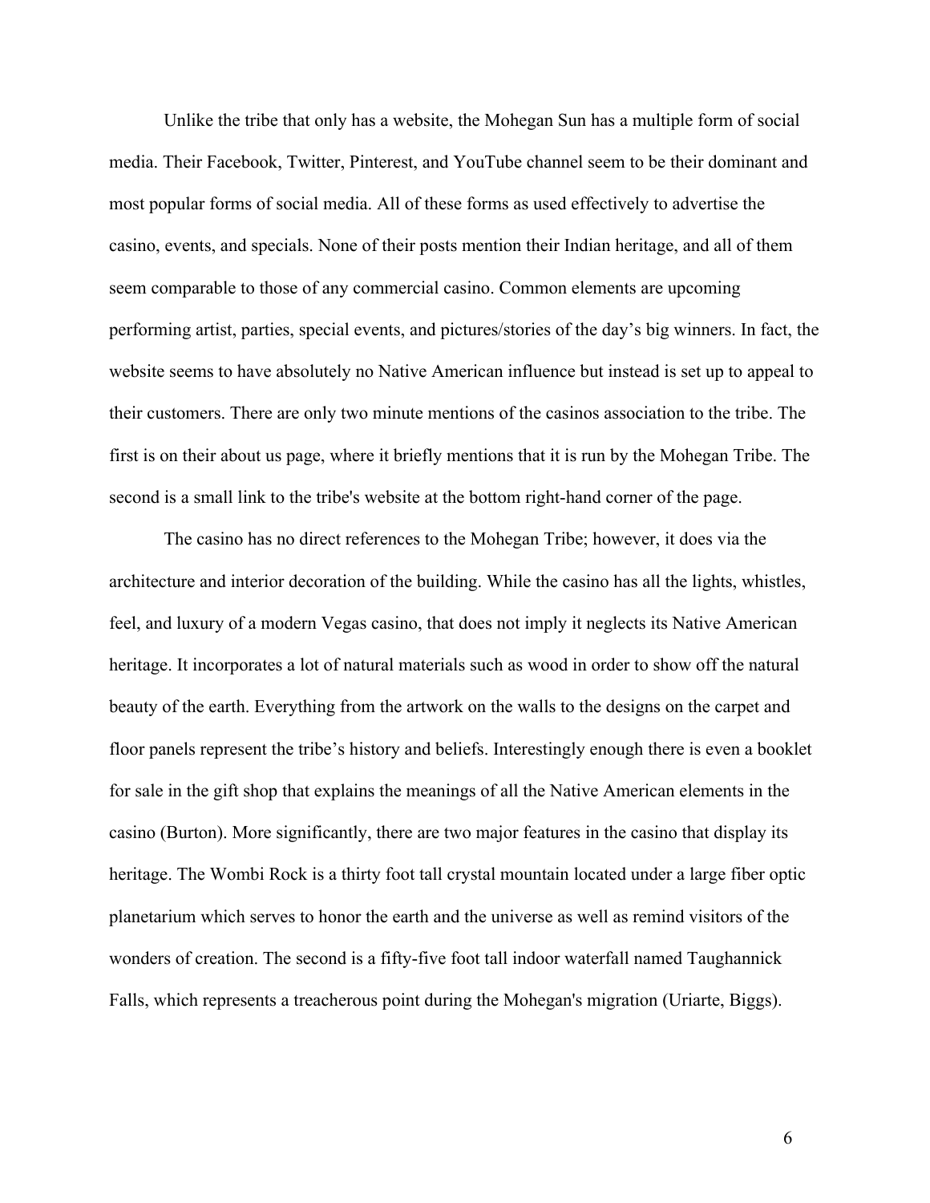Unlike the tribe that only has a website, the Mohegan Sun has a multiple form of social media. Their Facebook, Twitter, Pinterest, and YouTube channel seem to be their dominant and most popular forms of social media. All of these forms as used effectively to advertise the casino, events, and specials. None of their posts mention their Indian heritage, and all of them seem comparable to those of any commercial casino. Common elements are upcoming performing artist, parties, special events, and pictures/stories of the day's big winners. In fact, the website seems to have absolutely no Native American influence but instead is set up to appeal to their customers. There are only two minute mentions of the casinos association to the tribe. The first is on their about us page, where it briefly mentions that it is run by the Mohegan Tribe. The second is a small link to the tribe's website at the bottom right-hand corner of the page.

The casino has no direct references to the Mohegan Tribe; however, it does via the architecture and interior decoration of the building. While the casino has all the lights, whistles, feel, and luxury of a modern Vegas casino, that does not imply it neglects its Native American heritage. It incorporates a lot of natural materials such as wood in order to show off the natural beauty of the earth. Everything from the artwork on the walls to the designs on the carpet and floor panels represent the tribe's history and beliefs. Interestingly enough there is even a booklet for sale in the gift shop that explains the meanings of all the Native American elements in the casino (Burton). More significantly, there are two major features in the casino that display its heritage. The Wombi Rock is a thirty foot tall crystal mountain located under a large fiber optic planetarium which serves to honor the earth and the universe as well as remind visitors of the wonders of creation. The second is a fifty-five foot tall indoor waterfall named Taughannick Falls, which represents a treacherous point during the Mohegan's migration (Uriarte, Biggs).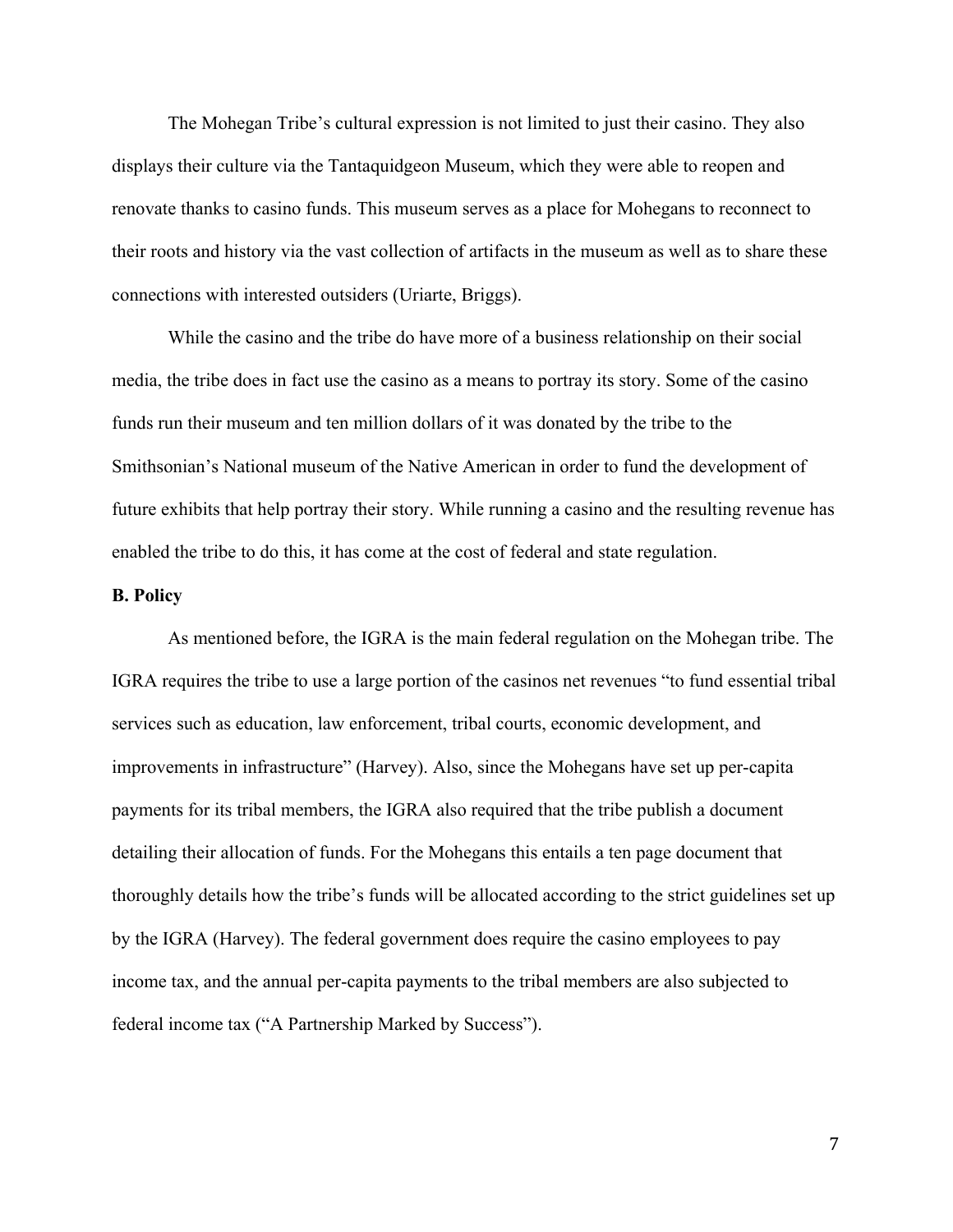The Mohegan Tribe's cultural expression is not limited to just their casino. They also displays their culture via the Tantaquidgeon Museum, which they were able to reopen and renovate thanks to casino funds. This museum serves as a place for Mohegans to reconnect to their roots and history via the vast collection of artifacts in the museum as well as to share these connections with interested outsiders (Uriarte, Briggs).

While the casino and the tribe do have more of a business relationship on their social media, the tribe does in fact use the casino as a means to portray its story. Some of the casino funds run their museum and ten million dollars of it was donated by the tribe to the Smithsonian's National museum of the Native American in order to fund the development of future exhibits that help portray their story. While running a casino and the resulting revenue has enabled the tribe to do this, it has come at the cost of federal and state regulation.

**B. Policy**

As mentioned before, the IGRA is the main federal regulation on the Mohegan tribe. The IGRA requires the tribe to use a large portion of the casinos net revenues "to fund essential tribal services such as education, law enforcement, tribal courts, economic development, and improvements in infrastructure" (Harvey). Also, since the Mohegans have set up per-capita payments for its tribal members, the IGRA also required that the tribe publish a document detailing their allocation of funds. For the Mohegans this entails a ten page document that thoroughly details how the tribe's funds will be allocated according to the strict guidelines set up by the IGRA (Harvey). The federal government does require the casino employees to pay income tax, and the annual per-capita payments to the tribal members are also subjected to federal income tax ("A Partnership Marked by Success").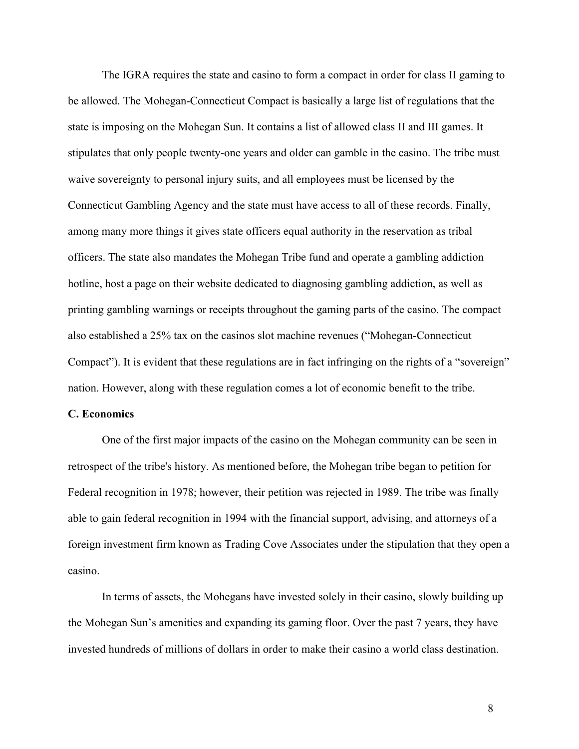The IGRA requires the state and casino to form a compact in order for class II gaming to be allowed. The Mohegan-Connecticut Compact is basically a large list of regulations that the state is imposing on the Mohegan Sun. It contains a list of allowed class II and III games. It stipulates that only people twenty-one years and older can gamble in the casino. The tribe must waive sovereignty to personal injury suits, and all employees must be licensed by the Connecticut Gambling Agency and the state must have access to all of these records. Finally, among many more things it gives state officers equal authority in the reservation as tribal officers. The state also mandates the Mohegan Tribe fund and operate a gambling addiction hotline, host a page on their website dedicated to diagnosing gambling addiction, as well as printing gambling warnings or receipts throughout the gaming parts of the casino. The compact also established a 25% tax on the casinos slot machine revenues ("Mohegan-Connecticut Compact"). It is evident that these regulations are in fact infringing on the rights of a "sovereign" nation. However, along with these regulation comes a lot of economic benefit to the tribe.

**C. Economics**

One of the first major impacts of the casino on the Mohegan community can be seen in retrospect of the tribe's history. As mentioned before, the Mohegan tribe began to petition for Federal recognition in 1978; however, their petition was rejected in 1989. The tribe was finally able to gain federal recognition in 1994 with the financial support, advising, and attorneys of a foreign investment firm known as Trading Cove Associates under the stipulation that they open a casino.

In terms of assets, the Mohegans have invested solely in their casino, slowly building up the Mohegan Sun's amenities and expanding its gaming floor. Over the past 7 years, they have invested hundreds of millions of dollars in order to make their casino a world class destination.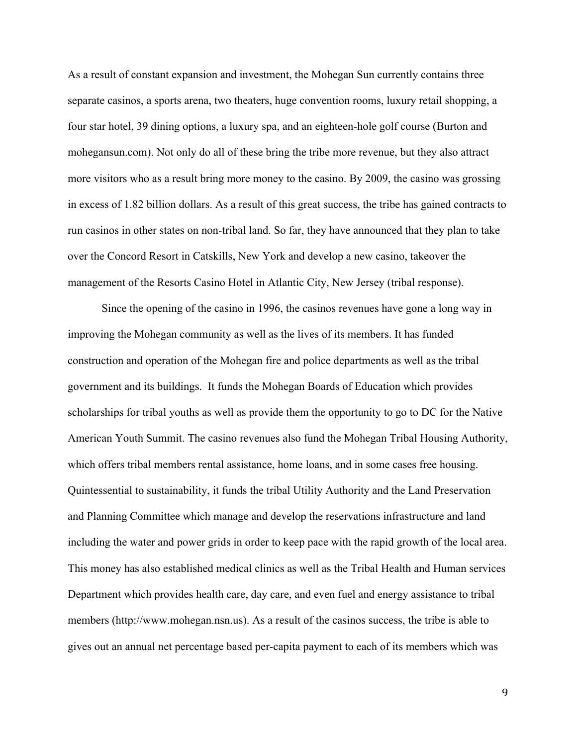As a result of constant expansion and investment, the Mohegan Sun currently contains three separate casinos, a sports arena, two theaters, huge convention rooms, luxury retail shopping, a four star hotel, 39 dining options, a luxury spa, and an eighteen-hole golf course (Burton and mohegansun.com). Not only do all of these bring the tribe more revenue, but they also attract more visitors who as a result bring more money to the casino. By 2009, the casino was grossing in excess of 1.82 billion dollars. As a result of this great success, the tribe has gained contracts to run casinos in other states on non-tribal land. So far, they have announced that they plan to take over the Concord Resort in Catskills, New York and develop a new casino, takeover the management of the Resorts Casino Hotel in Atlantic City, New Jersey (tribal response).

Since the opening of the casino in 1996, the casinos revenues have gone a long way in improving the Mohegan community as well as the lives of its members. It has funded construction and operation of the Mohegan fire and police departments as well as the tribal government and its buildings. It funds the Mohegan Boards of Education which provides scholarships for tribal youths as well as provide them the opportunity to go to DC for the Native American Youth Summit. The casino revenues also fund the Mohegan Tribal Housing Authority, which offers tribal members rental assistance, home loans, and in some cases free housing. Quintessential to sustainability, it funds the tribal Utility Authority and the Land Preservation and Planning Committee which manage and develop the reservations infrastructure and land including the water and power grids in order to keep pace with the rapid growth of the local area. This money has also established medical clinics as well as the Tribal Health and Human services Department which provides health care, day care, and even fuel and energy assistance to tribal members (http://www.mohegan.nsn.us). As a result of the casinos success, the tribe is able to gives out an annual net percentage based per-capita payment to each of its members which was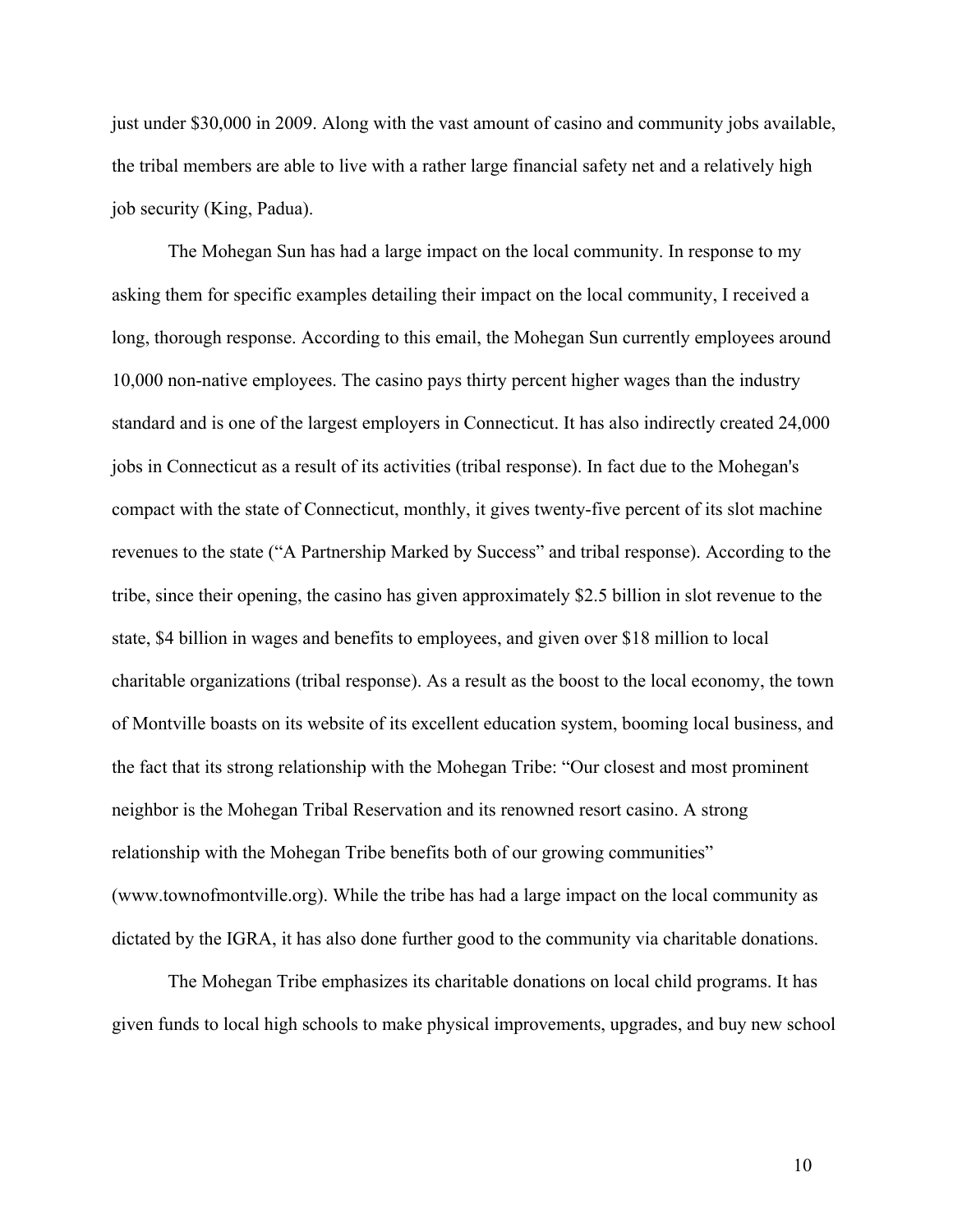just under $30,000 in 2009. Along with the vast amount of casino and community jobs available, the tribal members are able to live with a rather large financial safety net and a relatively high job security (King, Padua).

The Mohegan Sun has had a large impact on the local community. In response to my asking them for specific examples detailing their impact on the local community, I received a long, thorough response. According to this email, the Mohegan Sun currently employees around 10,000 non-native employees. The casino pays thirty percent higher wages than the industry standard and is one of the largest employers in Connecticut. It has also indirectly created 24,000 jobs in Connecticut as a result of its activities (tribal response). In fact due to the Mohegan's compact with the state of Connecticut, monthly, it gives twenty-five percent of its slot machine revenues to the state ("A Partnership Marked by Success" and tribal response). According to the tribe, since their opening, the casino has given approximately $2.5 billion in slot revenue to the state, $4 billion in wages and benefits to employees, and given over $18 million to local charitable organizations (tribal response). As a result as the boost to the local economy, the town of Montville boasts on its website of its excellent education system, booming local business, and the fact that its strong relationship with the Mohegan Tribe: "Our closest and most prominent neighbor is the Mohegan Tribal Reservation and its renowned resort casino. A strong relationship with the Mohegan Tribe benefits both of our growing communities" (www.townofmontville.org). While the tribe has had a large impact on the local community as dictated by the IGRA, it has also done further good to the community via charitable donations.

The Mohegan Tribe emphasizes its charitable donations on local child programs. It has given funds to local high schools to make physical improvements, upgrades, and buy new school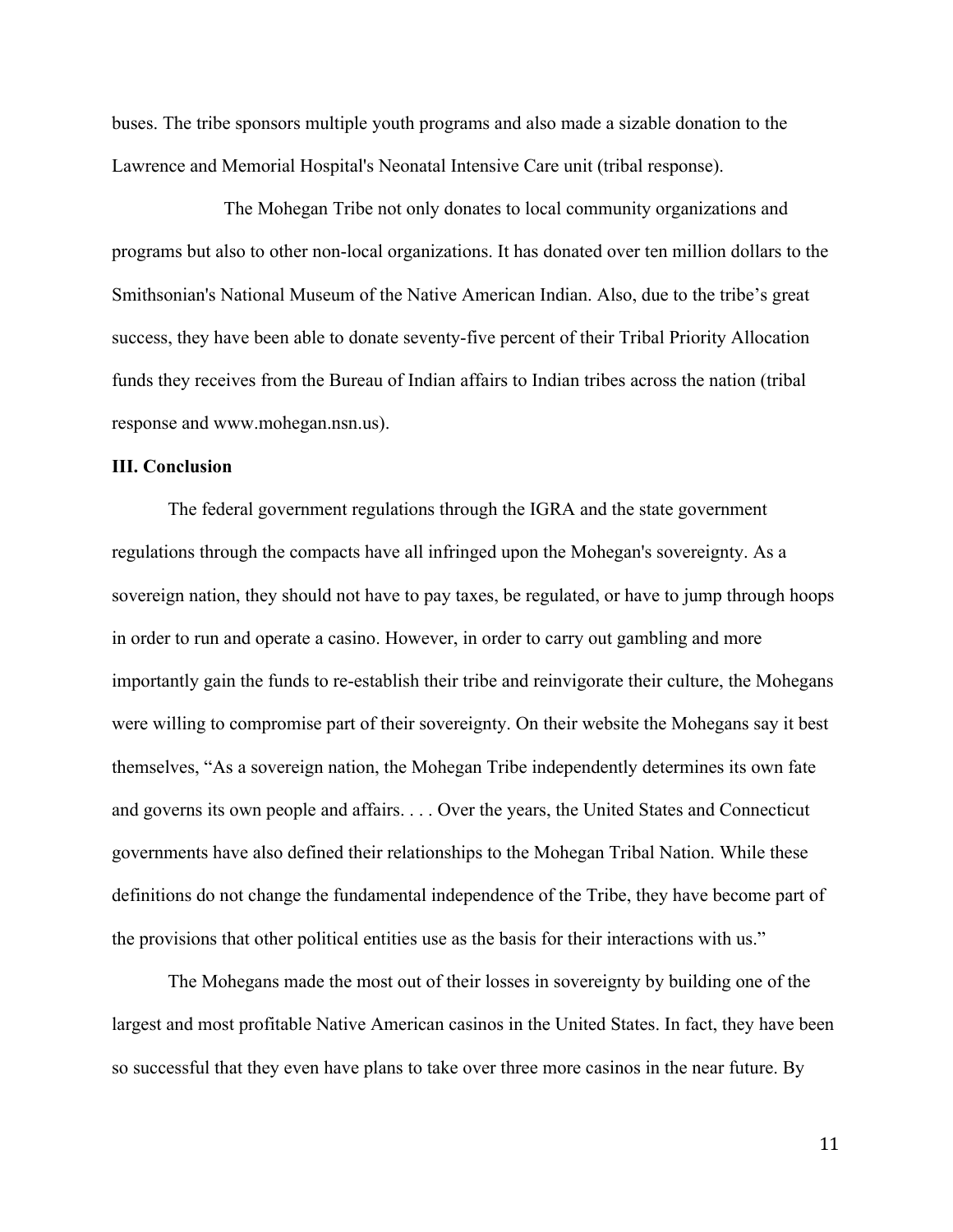buses. The tribe sponsors multiple youth programs and also made a sizable donation to the Lawrence and Memorial Hospital's Neonatal Intensive Care unit (tribal response).

The Mohegan Tribe not only donates to local community organizations and programs but also to other non-local organizations. It has donated over ten million dollars to the Smithsonian's National Museum of the Native American Indian. Also, due to the tribe's great success, they have been able to donate seventy-five percent of their Tribal Priority Allocation funds they receives from the Bureau of Indian affairs to Indian tribes across the nation (tribal response and www.mohegan.nsn.us).

**III. Conclusion**

The federal government regulations through the IGRA and the state government regulations through the compacts have all infringed upon the Mohegan's sovereignty. As a sovereign nation, they should not have to pay taxes, be regulated, or have to jump through hoops in order to run and operate a casino. However, in order to carry out gambling and more importantly gain the funds to re-establish their tribe and reinvigorate their culture, the Mohegans were willing to compromise part of their sovereignty. On their website the Mohegans say it best themselves, "As a sovereign nation, the Mohegan Tribe independently determines its own fate and governs its own people and affairs. . . . Over the years, the United States and Connecticut governments have also defined their relationships to the Mohegan Tribal Nation. While these definitions do not change the fundamental independence of the Tribe, they have become part of the provisions that other political entities use as the basis for their interactions with us."

The Mohegans made the most out of their losses in sovereignty by building one of the largest and most profitable Native American casinos in the United States. In fact, they have been so successful that they even have plans to take over three more casinos in the near future. By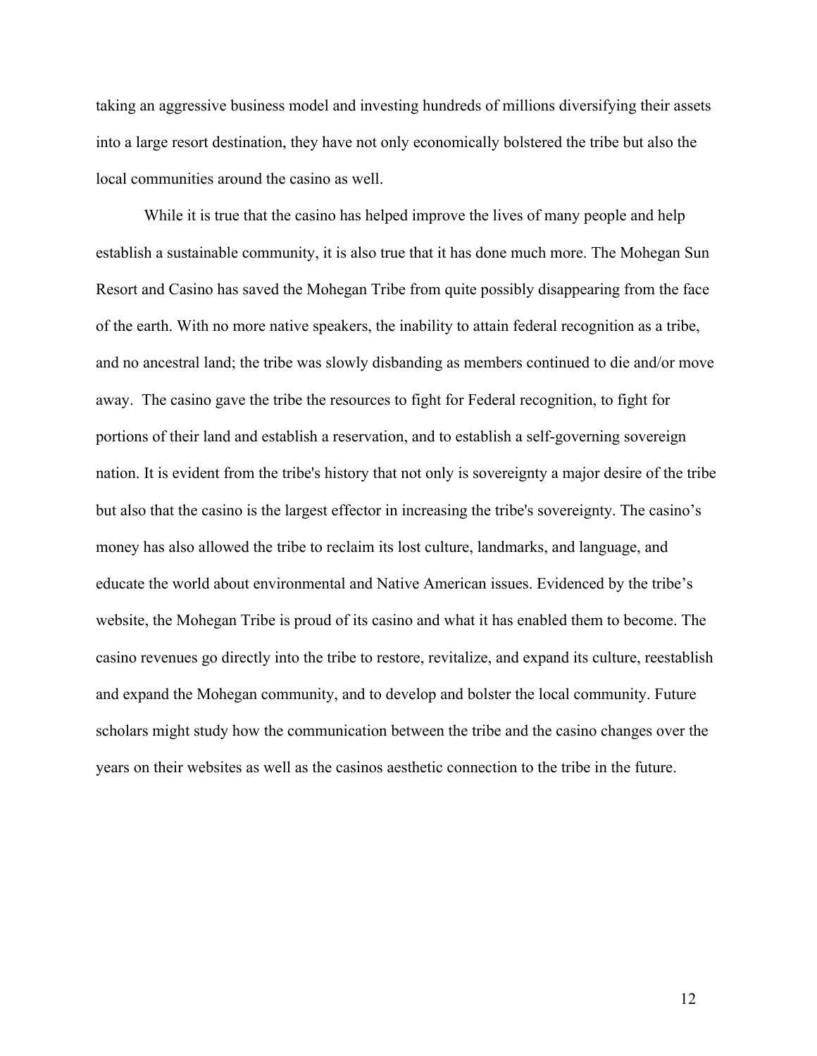taking an aggressive business model and investing hundreds of millions diversifying their assets into a large resort destination, they have not only economically bolstered the tribe but also the local communities around the casino as well.

While it is true that the casino has helped improve the lives of many people and help establish a sustainable community, it is also true that it has done much more. The Mohegan Sun Resort and Casino has saved the Mohegan Tribe from quite possibly disappearing from the face of the earth. With no more native speakers, the inability to attain federal recognition as a tribe, and no ancestral land; the tribe was slowly disbanding as members continued to die and/or move away. The casino gave the tribe the resources to fight for Federal recognition, to fight for portions of their land and establish a reservation, and to establish a self-governing sovereign nation. It is evident from the tribe's history that not only is sovereignty a major desire of the tribe but also that the casino is the largest effector in increasing the tribe's sovereignty. The casino's money has also allowed the tribe to reclaim its lost culture, landmarks, and language, and educate the world about environmental and Native American issues. Evidenced by the tribe's website, the Mohegan Tribe is proud of its casino and what it has enabled them to become. The casino revenues go directly into the tribe to restore, revitalize, and expand its culture, reestablish and expand the Mohegan community, and to develop and bolster the local community. Future scholars might study how the communication between the tribe and the casino changes over the years on their websites as well as the casinos aesthetic connection to the tribe in the future.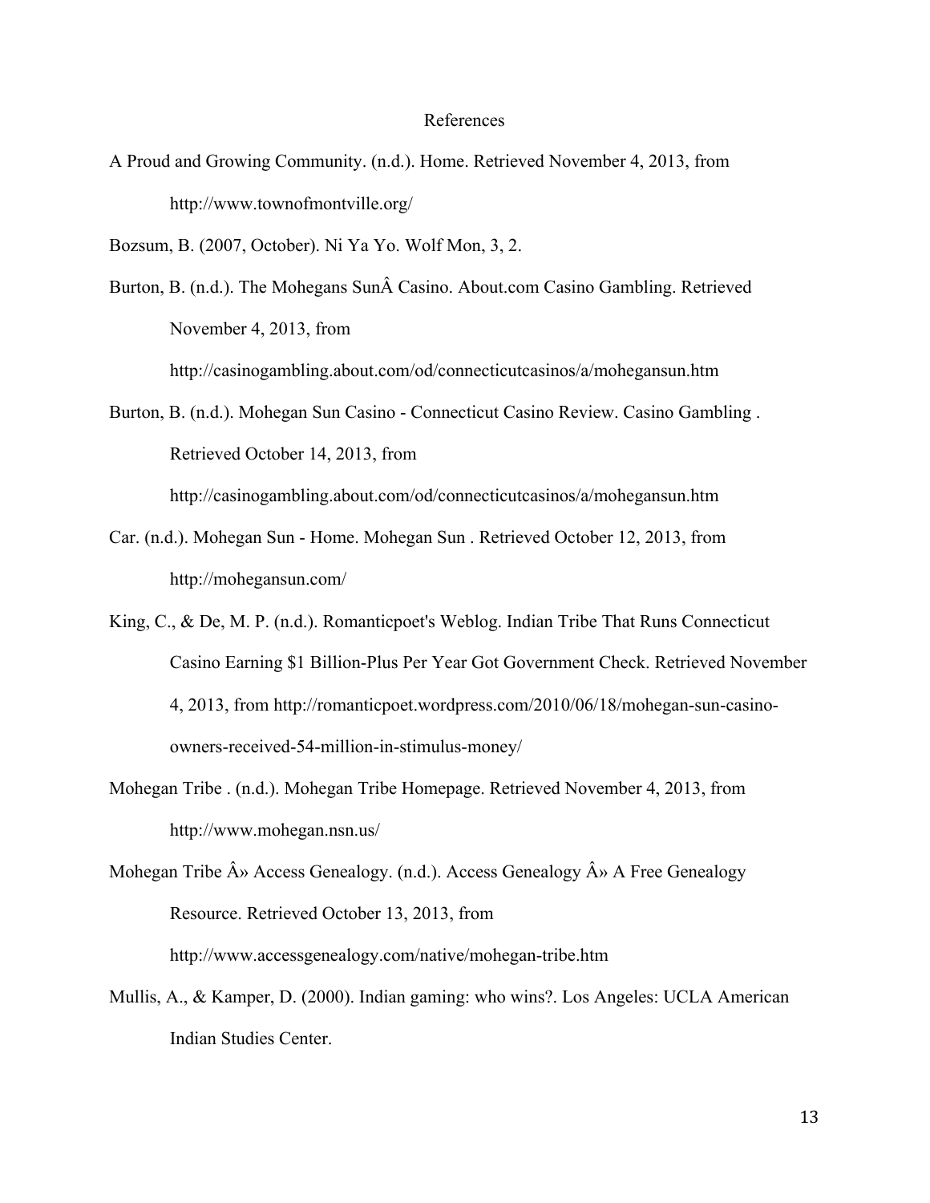# References

A Proud and Growing Community. (n.d.). Home. Retrieved November 4, 2013, from http://www.townofmontville.org/

Bozsum, B. (2007, October). Ni Ya Yo. Wolf Mon, 3, 2.

Burton, B. (n.d.). The Mohegans SunÂ Casino. About.com Casino Gambling. Retrieved November 4, 2013, from http://casinogambling.about.com/od/connecticutcasinos/a/mohegansun.htm

Burton, B. (n.d.). Mohegan Sun Casino - Connecticut Casino Review. Casino Gambling . Retrieved October 14, 2013, from http://casinogambling.about.com/od/connecticutcasinos/a/mohegansun.htm

Car. (n.d.). Mohegan Sun - Home. Mohegan Sun . Retrieved October 12, 2013, from http://mohegansun.com/

King, C., & De, M. P. (n.d.). Romanticpoet's Weblog. Indian Tribe That Runs Connecticut Casino Earning $1 Billion-Plus Per Year Got Government Check. Retrieved November 4, 2013, from http://romanticpoet.wordpress.com/2010/06/18/mohegan-sun-casino-owners-received-54-million-in-stimulus-money/

Mohegan Tribe . (n.d.). Mohegan Tribe Homepage. Retrieved November 4, 2013, from http://www.mohegan.nsn.us/

Mohegan Tribe Â» Access Genealogy. (n.d.). Access Genealogy Â» A Free Genealogy Resource. Retrieved October 13, 2013, from http://www.accessgenealogy.com/native/mohegan-tribe.htm

Mullis, A., & Kamper, D. (2000). Indian gaming: who wins?. Los Angeles: UCLA American Indian Studies Center.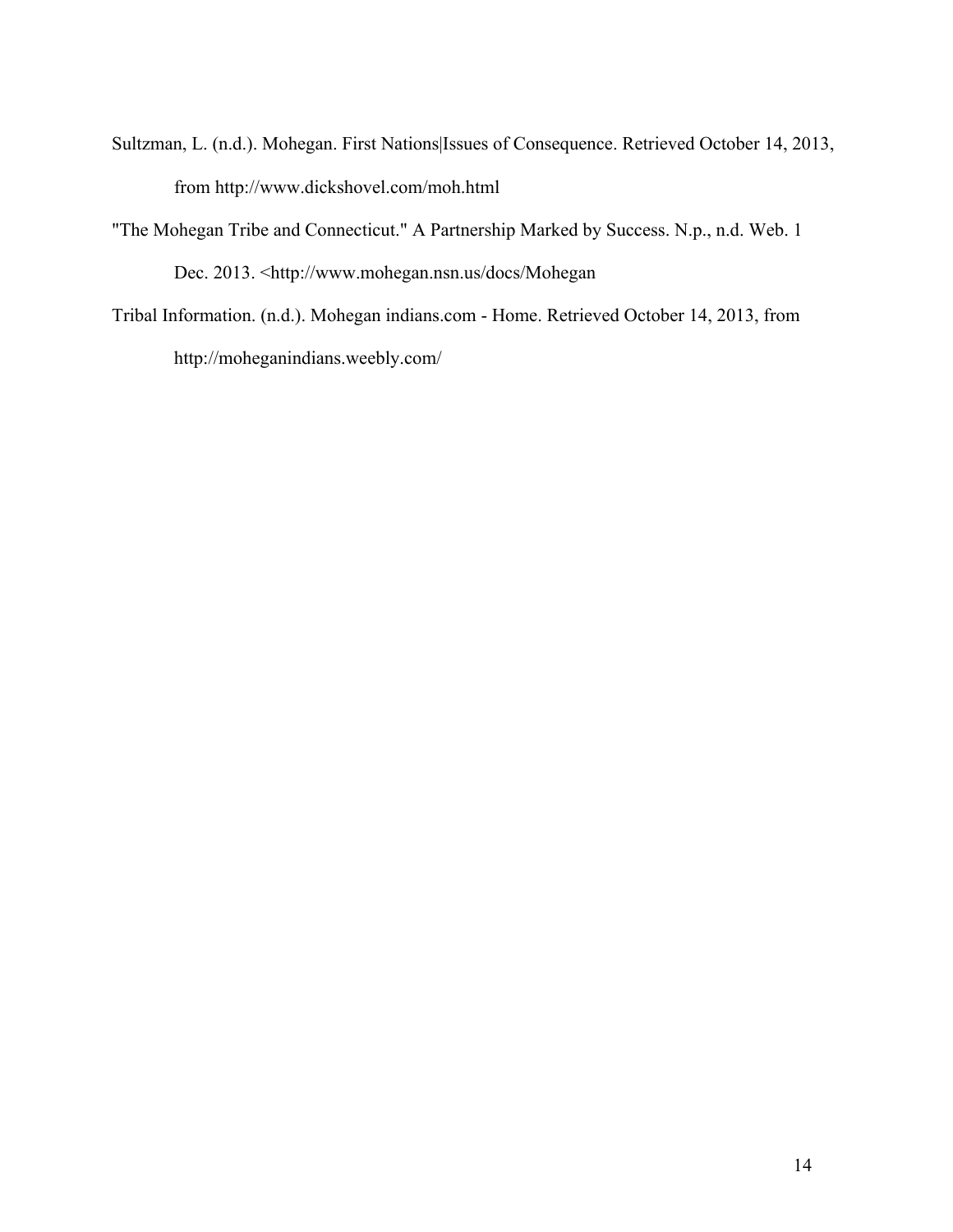Sultzman, L. (n.d.). Mohegan. First Nations|Issues of Consequence. Retrieved October 14, 2013, from http://www.dickshovel.com/moh.html

"The Mohegan Tribe and Connecticut." A Partnership Marked by Success. N.p., n.d. Web. 1 Dec. 2013. <http://www.mohegan.nsn.us/docs/Mohegan

Tribal Information. (n.d.). Mohegan indians.com - Home. Retrieved October 14, 2013, from http://moheganindians.weebly.com/